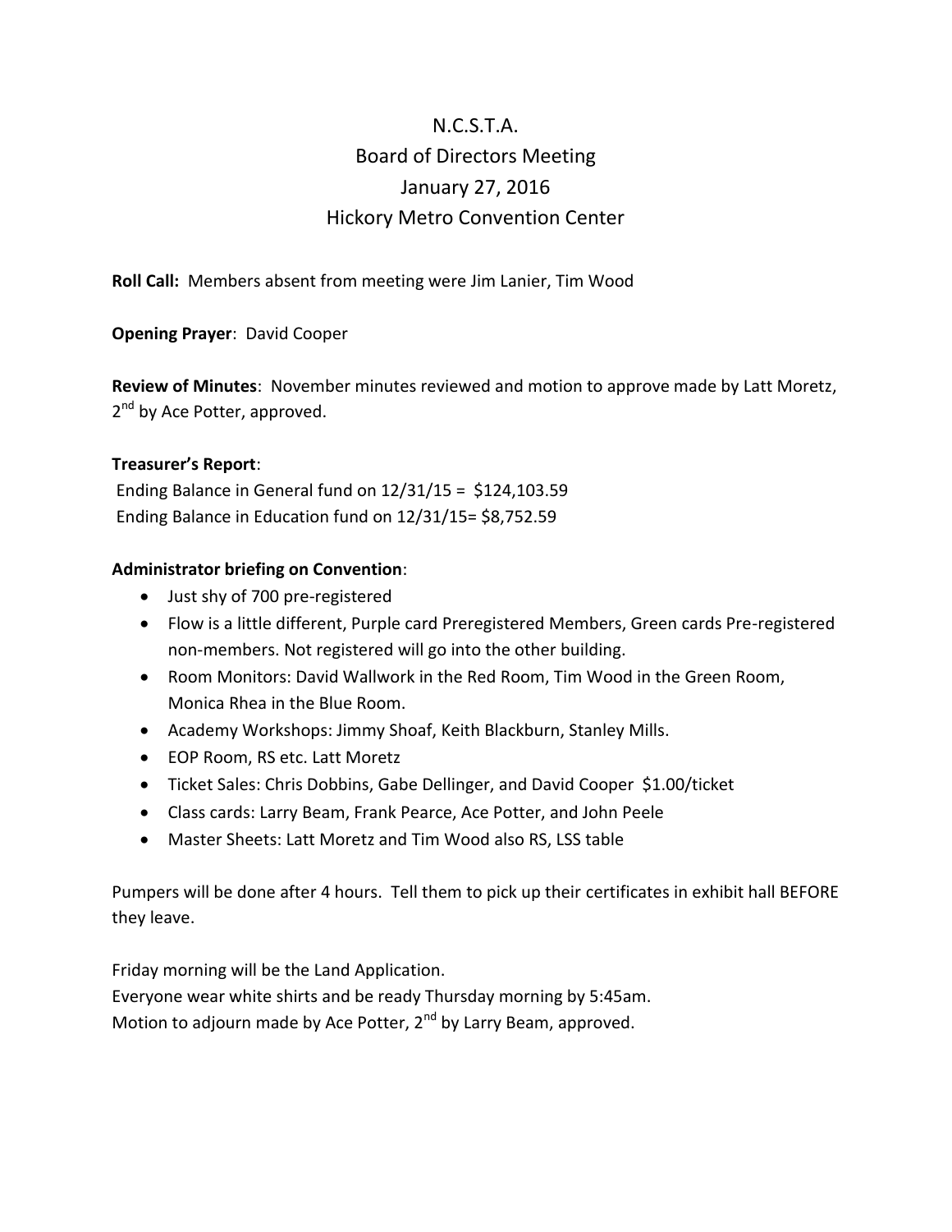# N.C.S.T.A.
## Board of Directors Meeting
## January 27, 2016
## Hickory Metro Convention Center

**Roll Call:** Members absent from meeting were Jim Lanier, Tim Wood

**Opening Prayer**: David Cooper

**Review of Minutes**: November minutes reviewed and motion to approve made by Latt Moretz, 2nd by Ace Potter, approved.

**Treasurer's Report**:

Ending Balance in General fund on 12/31/15 = $124,103.59
Ending Balance in Education fund on 12/31/15= $8,752.59

**Administrator briefing on Convention**:

- Just shy of 700 pre-registered
- Flow is a little different, Purple card Preregistered Members, Green cards Pre-registered non-members. Not registered will go into the other building.
- Room Monitors: David Wallwork in the Red Room, Tim Wood in the Green Room, Monica Rhea in the Blue Room.
- Academy Workshops: Jimmy Shoaf, Keith Blackburn, Stanley Mills.
- EOP Room, RS etc. Latt Moretz
- Ticket Sales: Chris Dobbins, Gabe Dellinger, and David Cooper $1.00/ticket
- Class cards: Larry Beam, Frank Pearce, Ace Potter, and John Peele
- Master Sheets: Latt Moretz and Tim Wood also RS, LSS table

Pumpers will be done after 4 hours. Tell them to pick up their certificates in exhibit hall BEFORE they leave.

Friday morning will be the Land Application.
Everyone wear white shirts and be ready Thursday morning by 5:45am.
Motion to adjourn made by Ace Potter, 2nd by Larry Beam, approved.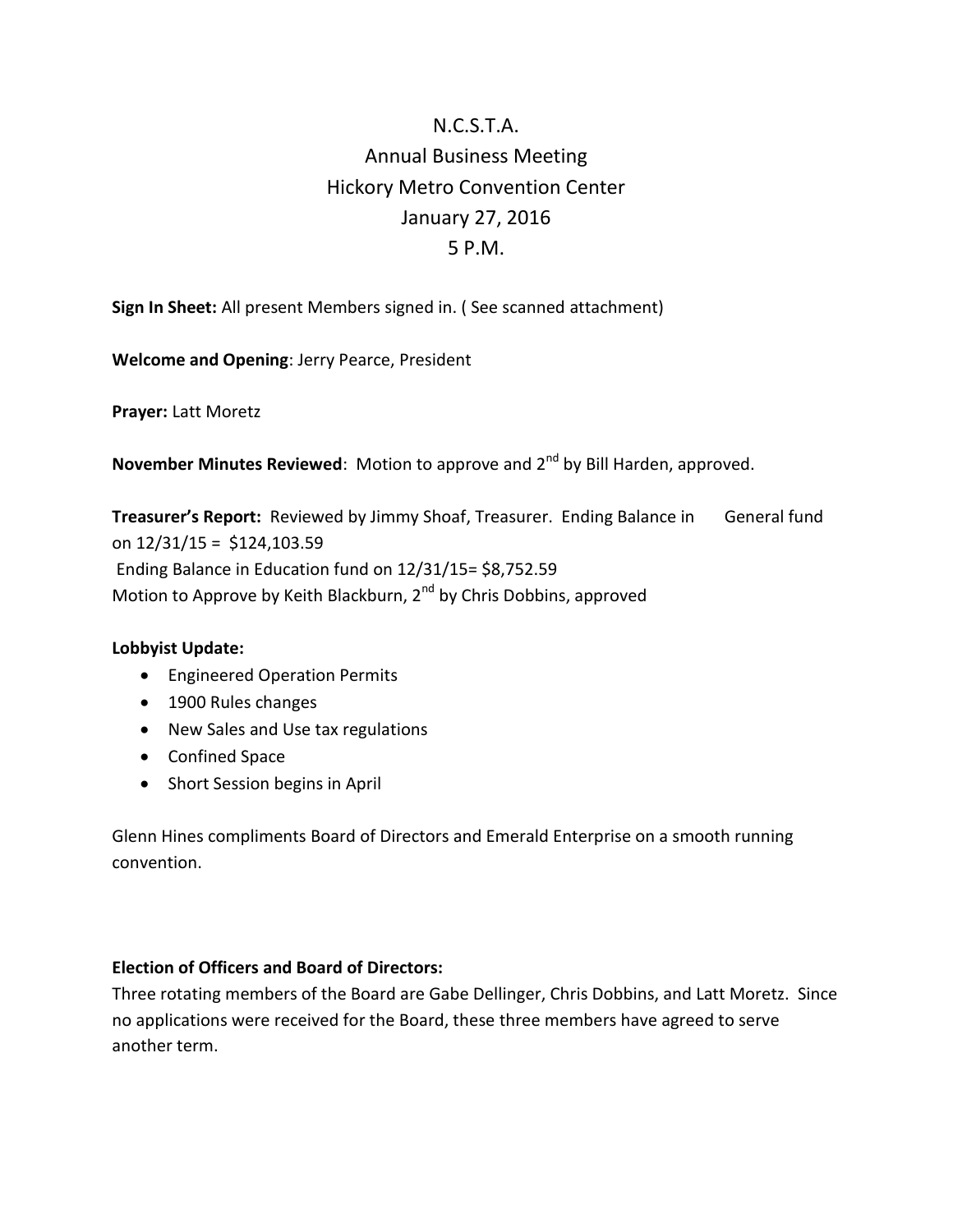# N.C.S.T.A.
# Annual Business Meeting
# Hickory Metro Convention Center
# January 27, 2016
# 5 P.M.

**Sign In Sheet:** All present Members signed in. ( See scanned attachment)

**Welcome and Opening**: Jerry Pearce, President

**Prayer:** Latt Moretz

**November Minutes Reviewed**: Motion to approve and 2nd by Bill Harden, approved.

**Treasurer's Report:** Reviewed by Jimmy Shoaf, Treasurer. Ending Balance in General fund on 12/31/15 = $124,103.59
Ending Balance in Education fund on 12/31/15= $8,752.59
Motion to Approve by Keith Blackburn, 2nd by Chris Dobbins, approved

**Lobbyist Update:**

- Engineered Operation Permits
- 1900 Rules changes
- New Sales and Use tax regulations
- Confined Space
- Short Session begins in April

Glenn Hines compliments Board of Directors and Emerald Enterprise on a smooth running convention.

**Election of Officers and Board of Directors:**
Three rotating members of the Board are Gabe Dellinger, Chris Dobbins, and Latt Moretz. Since no applications were received for the Board, these three members have agreed to serve another term.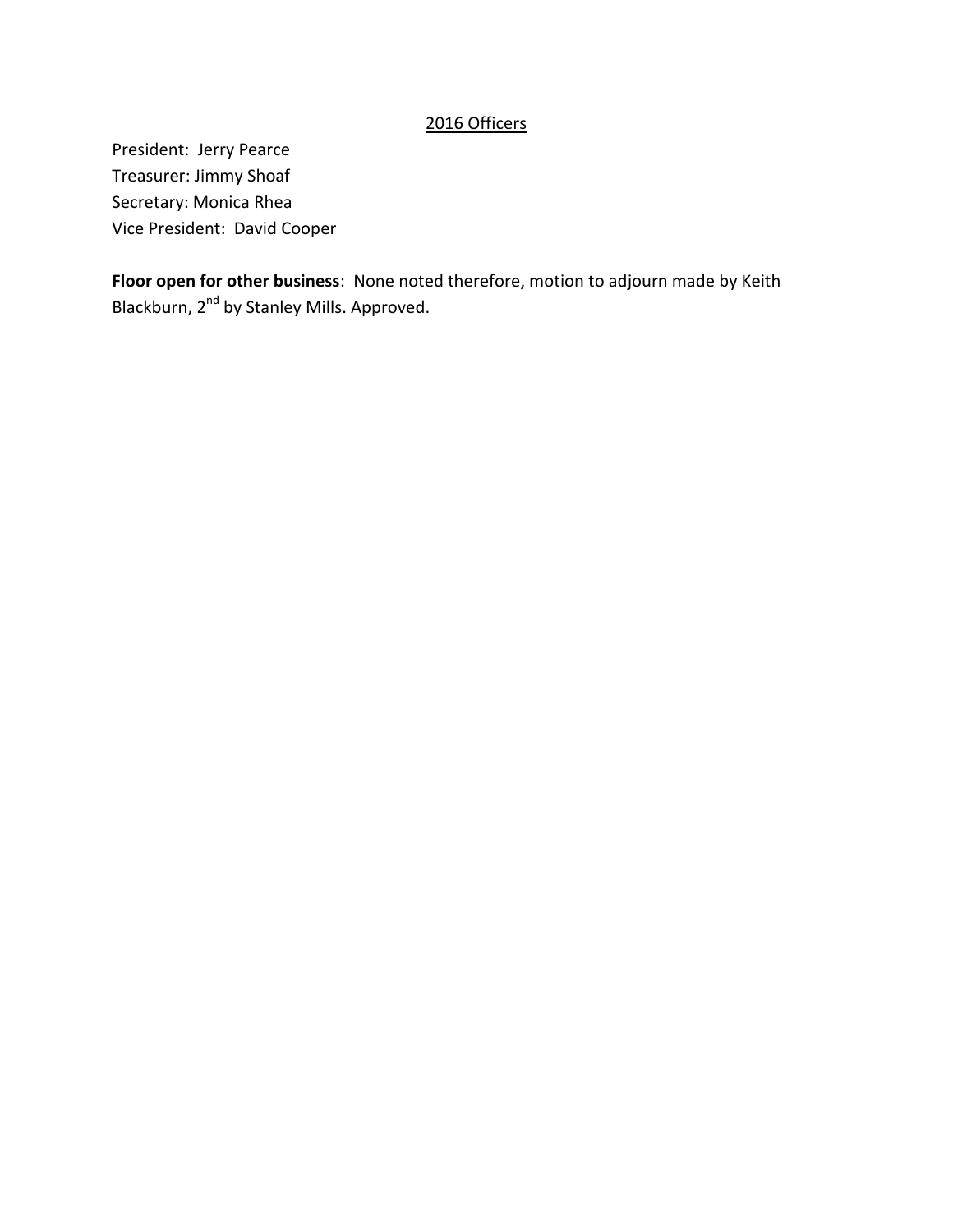2016 Officers

President: Jerry Pearce
Treasurer: Jimmy Shoaf
Secretary: Monica Rhea
Vice President: David Cooper

**Floor open for other business**: None noted therefore, motion to adjourn made by Keith Blackburn, 2nd by Stanley Mills. Approved.